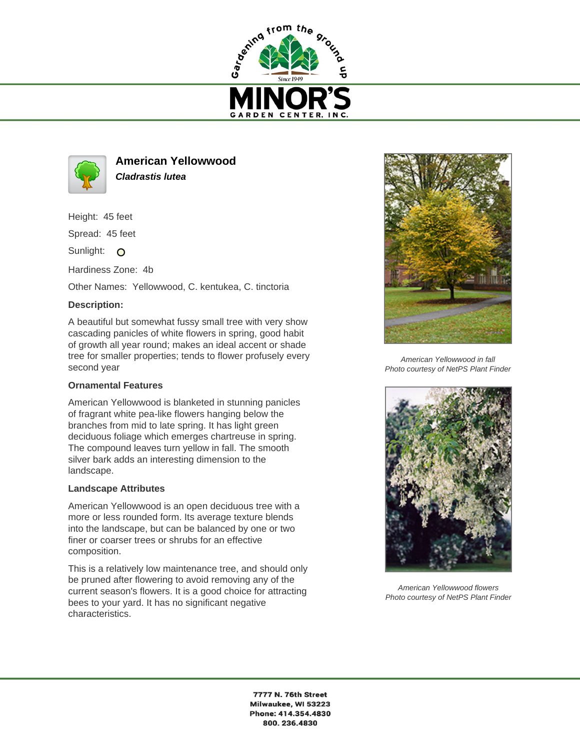# American Yellowwood

***Cladrastis lutea***

Height: 45 feet

Spread: 45 feet

Sunlight: O

Hardiness Zone: 4b

Other Names: Yellowwood, C. kentukea, C. tinctoria

**Description:**

A beautiful but somewhat fussy small tree with very show cascading panicles of white flowers in spring, good habit of growth all year round; makes an ideal accent or shade tree for smaller properties; tends to flower profusely every second year

## Ornamental Features

American Yellowwood is blanketed in stunning panicles of fragrant white pea-like flowers hanging below the branches from mid to late spring. It has light green deciduous foliage which emerges chartreuse in spring. The compound leaves turn yellow in fall. The smooth silver bark adds an interesting dimension to the landscape.

## Landscape Attributes

American Yellowwood is an open deciduous tree with a more or less rounded form. Its average texture blends into the landscape, but can be balanced by one or two finer or coarser trees or shrubs for an effective composition.

This is a relatively low maintenance tree, and should only be pruned after flowering to avoid removing any of the current season's flowers. It is a good choice for attracting bees to your yard. It has no significant negative characteristics.

*American Yellowwood in fall*
*Photo courtesy of NetPS Plant Finder*

*American Yellowwood flowers*
*Photo courtesy of NetPS Plant Finder*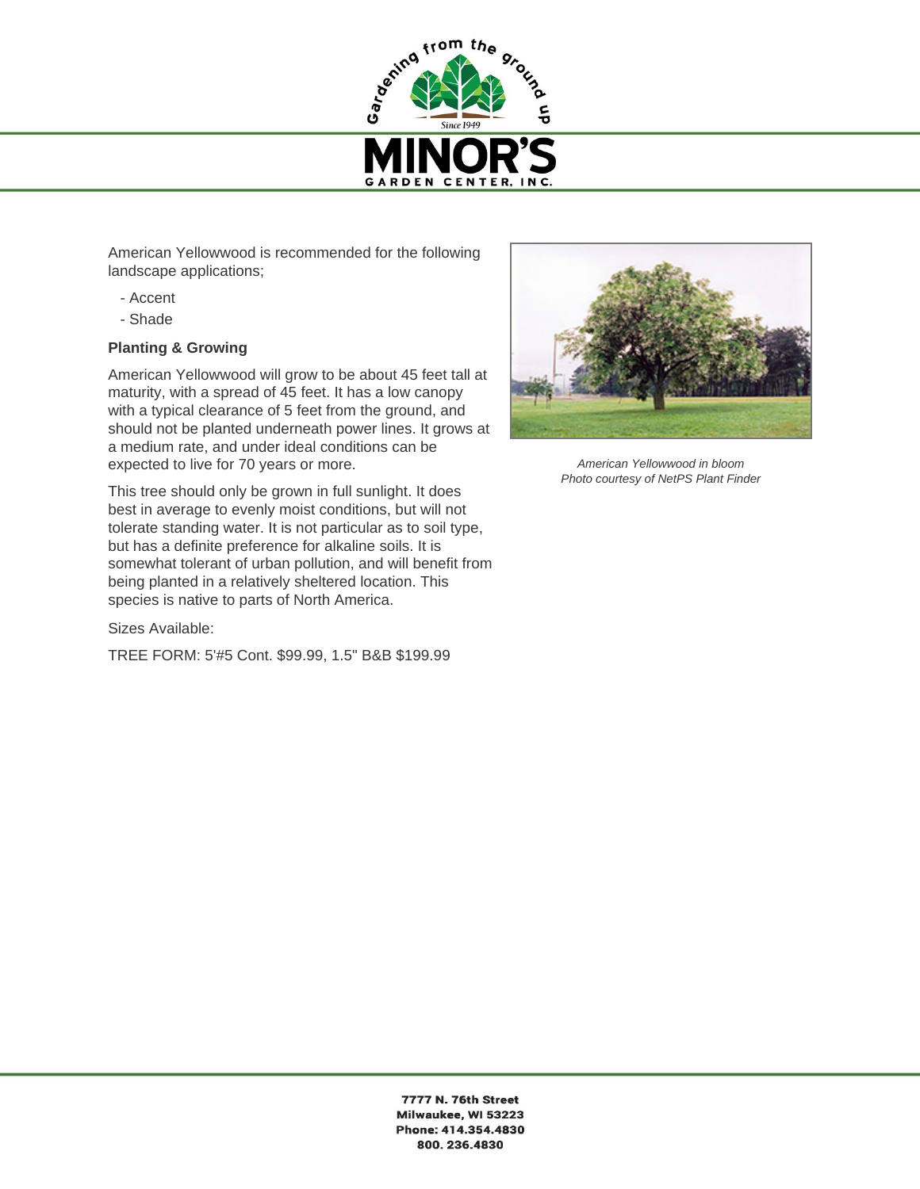American Yellowwood is recommended for the following landscape applications;

- Accent
- Shade

**Planting & Growing**

American Yellowwood will grow to be about 45 feet tall at maturity, with a spread of 45 feet. It has a low canopy with a typical clearance of 5 feet from the ground, and should not be planted underneath power lines. It grows at a medium rate, and under ideal conditions can be expected to live for 70 years or more.

This tree should only be grown in full sunlight. It does best in average to evenly moist conditions, but will not tolerate standing water. It is not particular as to soil type, but has a definite preference for alkaline soils. It is somewhat tolerant of urban pollution, and will benefit from being planted in a relatively sheltered location. This species is native to parts of North America.

Sizes Available:

TREE FORM: 5'#5 Cont. $99.99, 1.5" B&B $199.99

*American Yellowwood in bloom*
*Photo courtesy of NetPS Plant Finder*